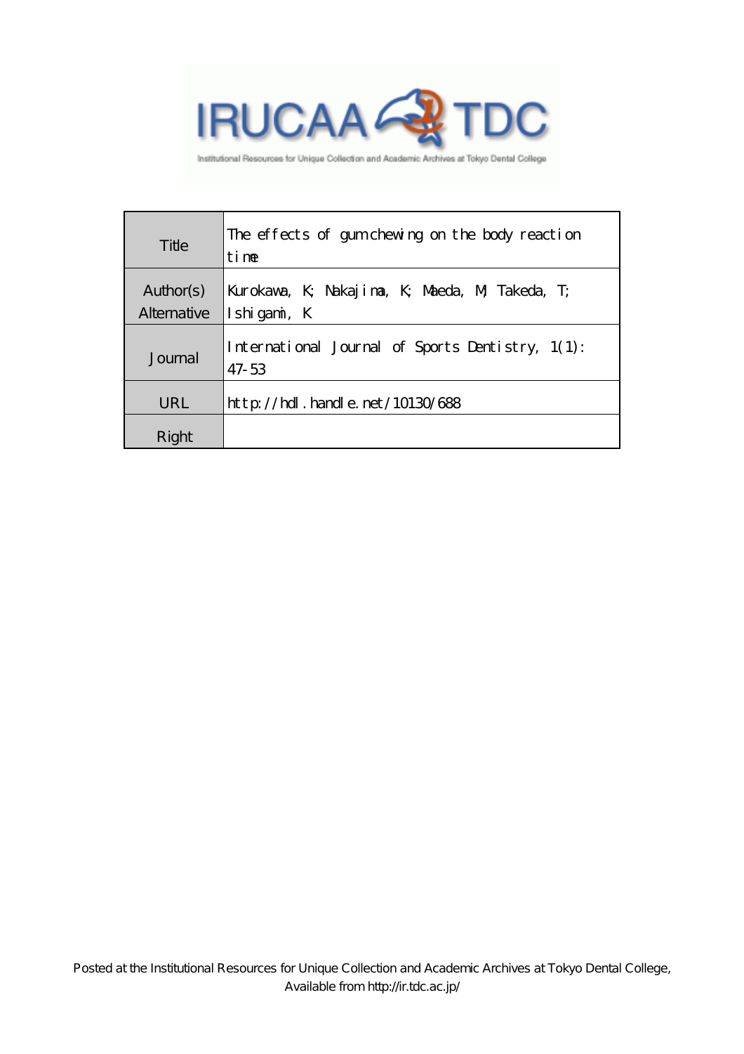IRUCAA TDC

Institutional Resources for Unique Collection and Academic Archives at Tokyo Dental College

| Title | The effects of gum chewing on the body reaction time |
|---|---|
| Author(s) Alternative | Kurokawa, K; Nakajima, K; Maeda, M; Takeda, T; Ishigami, K |
| Journal | International Journal of Sports Dentistry, 1(1): 47-53 |
| URL | http://hdl.handle.net/10130/688 |
| Right | |

Posted at the Institutional Resources for Unique Collection and Academic Archives at Tokyo Dental College, Available from http://ir.tdc.ac.jp/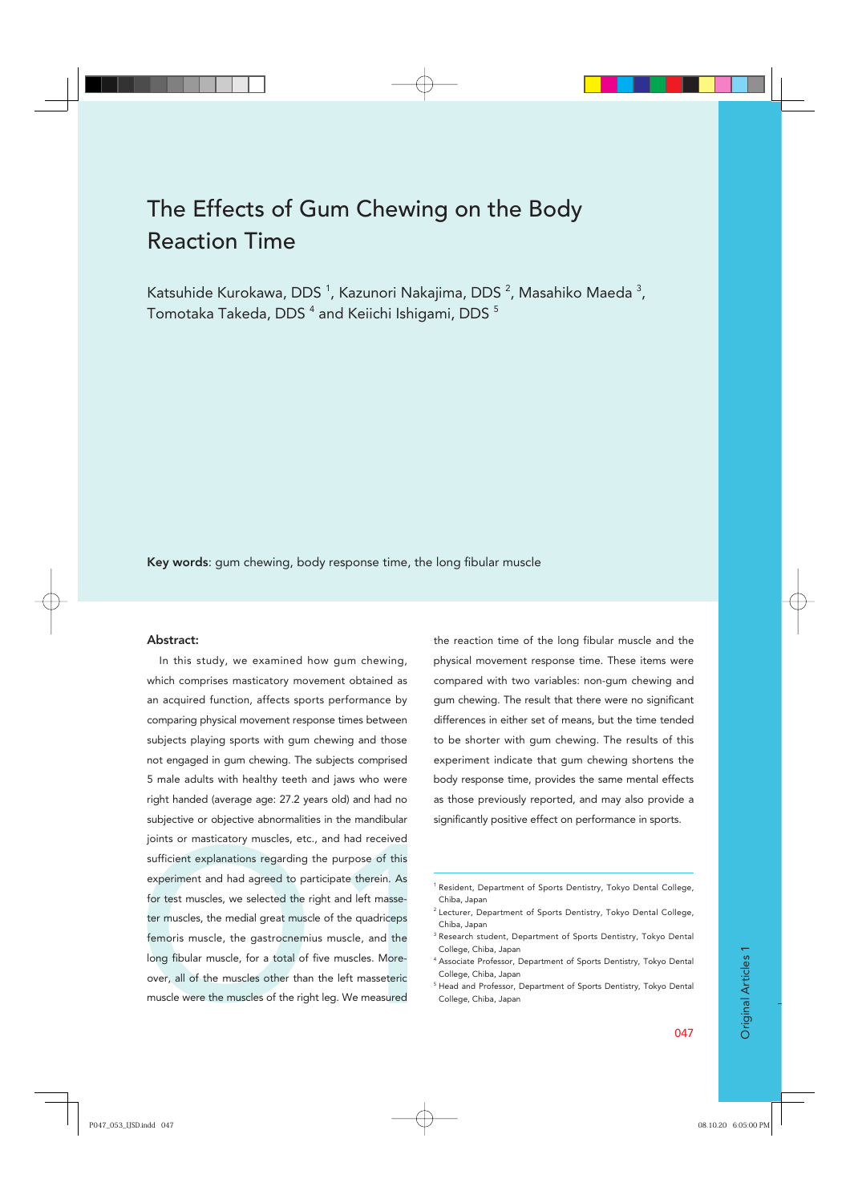# The Effects of Gum Chewing on the Body Reaction Time

Katsuhide Kurokawa, DDS [1], Kazunori Nakajima, DDS [2], Masahiko Maeda [3], Tomotaka Takeda, DDS [4] and Keiichi Ishigami, DDS [5]

**Key words**: gum chewing, body response time, the long fibular muscle

## Abstract:

In this study, we examined how gum chewing, which comprises masticatory movement obtained as an acquired function, affects sports performance by comparing physical movement response times between subjects playing sports with gum chewing and those not engaged in gum chewing. The subjects comprised 5 male adults with healthy teeth and jaws who were right handed (average age: 27.2 years old) and had no subjective or objective abnormalities in the mandibular joints or masticatory muscles, etc., and had received sufficient explanations regarding the purpose of this experiment and had agreed to participate therein. As for test muscles, we selected the right and left masseter muscles, the medial great muscle of the quadriceps femoris muscle, the gastrocnemius muscle, and the long fibular muscle, for a total of five muscles. Moreover, all of the muscles other than the left masseteric muscle were the muscles of the right leg. We measured the reaction time of the long fibular muscle and the physical movement response time. These items were compared with two variables: non-gum chewing and gum chewing. The result that there were no significant differences in either set of means, but the time tended to be shorter with gum chewing. The results of this experiment indicate that gum chewing shortens the body response time, provides the same mental effects as those previously reported, and may also provide a significantly positive effect on performance in sports.

---

[1] Resident, Department of Sports Dentistry, Tokyo Dental College, Chiba, Japan

[2] Lecturer, Department of Sports Dentistry, Tokyo Dental College, Chiba, Japan

[3] Research student, Department of Sports Dentistry, Tokyo Dental College, Chiba, Japan

[4] Associate Professor, Department of Sports Dentistry, Tokyo Dental College, Chiba, Japan

[5] Head and Professor, Department of Sports Dentistry, Tokyo Dental College, Chiba, Japan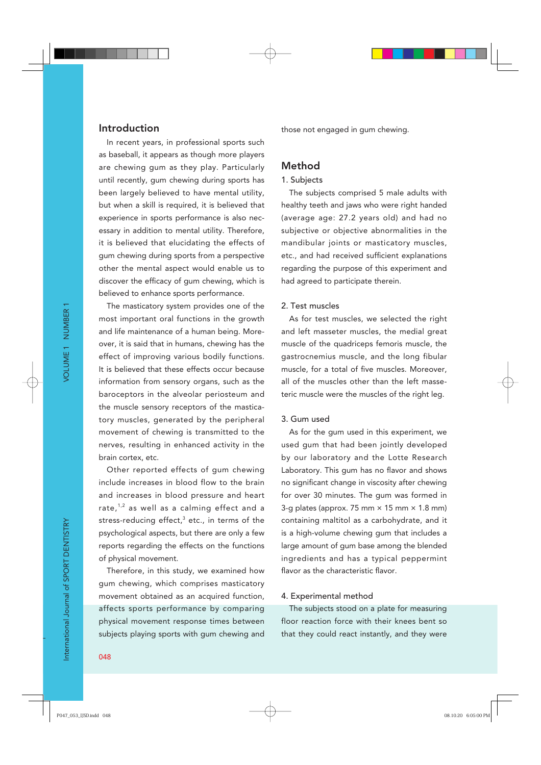## Introduction

In recent years, in professional sports such as baseball, it appears as though more players are chewing gum as they play. Particularly until recently, gum chewing during sports has been largely believed to have mental utility, but when a skill is required, it is believed that experience in sports performance is also necessary in addition to mental utility. Therefore, it is believed that elucidating the effects of gum chewing during sports from a perspective other the mental aspect would enable us to discover the efficacy of gum chewing, which is believed to enhance sports performance.

The masticatory system provides one of the most important oral functions in the growth and life maintenance of a human being. Moreover, it is said that in humans, chewing has the effect of improving various bodily functions. It is believed that these effects occur because information from sensory organs, such as the baroceptors in the alveolar periosteum and the muscle sensory receptors of the masticatory muscles, generated by the peripheral movement of chewing is transmitted to the nerves, resulting in enhanced activity in the brain cortex, etc.

Other reported effects of gum chewing include increases in blood flow to the brain and increases in blood pressure and heart rate,[1,2] as well as a calming effect and a stress-reducing effect,[3] etc., in terms of the psychological aspects, but there are only a few reports regarding the effects on the functions of physical movement.

Therefore, in this study, we examined how gum chewing, which comprises masticatory movement obtained as an acquired function, affects sports performance by comparing physical movement response times between subjects playing sports with gum chewing and those not engaged in gum chewing.

## Method

### 1. Subjects

The subjects comprised 5 male adults with healthy teeth and jaws who were right handed (average age: 27.2 years old) and had no subjective or objective abnormalities in the mandibular joints or masticatory muscles, etc., and had received sufficient explanations regarding the purpose of this experiment and had agreed to participate therein.

### 2. Test muscles

As for test muscles, we selected the right and left masseter muscles, the medial great muscle of the quadriceps femoris muscle, the gastrocnemius muscle, and the long fibular muscle, for a total of five muscles. Moreover, all of the muscles other than the left masseteric muscle were the muscles of the right leg.

### 3. Gum used

As for the gum used in this experiment, we used gum that had been jointly developed by our laboratory and the Lotte Research Laboratory. This gum has no flavor and shows no significant change in viscosity after chewing for over 30 minutes. The gum was formed in 3-g plates (approx. 75 mm × 15 mm × 1.8 mm) containing maltitol as a carbohydrate, and it is a high-volume chewing gum that includes a large amount of gum base among the blended ingredients and has a typical peppermint flavor as the characteristic flavor.

### 4. Experimental method

The subjects stood on a plate for measuring floor reaction force with their knees bent so that they could react instantly, and they were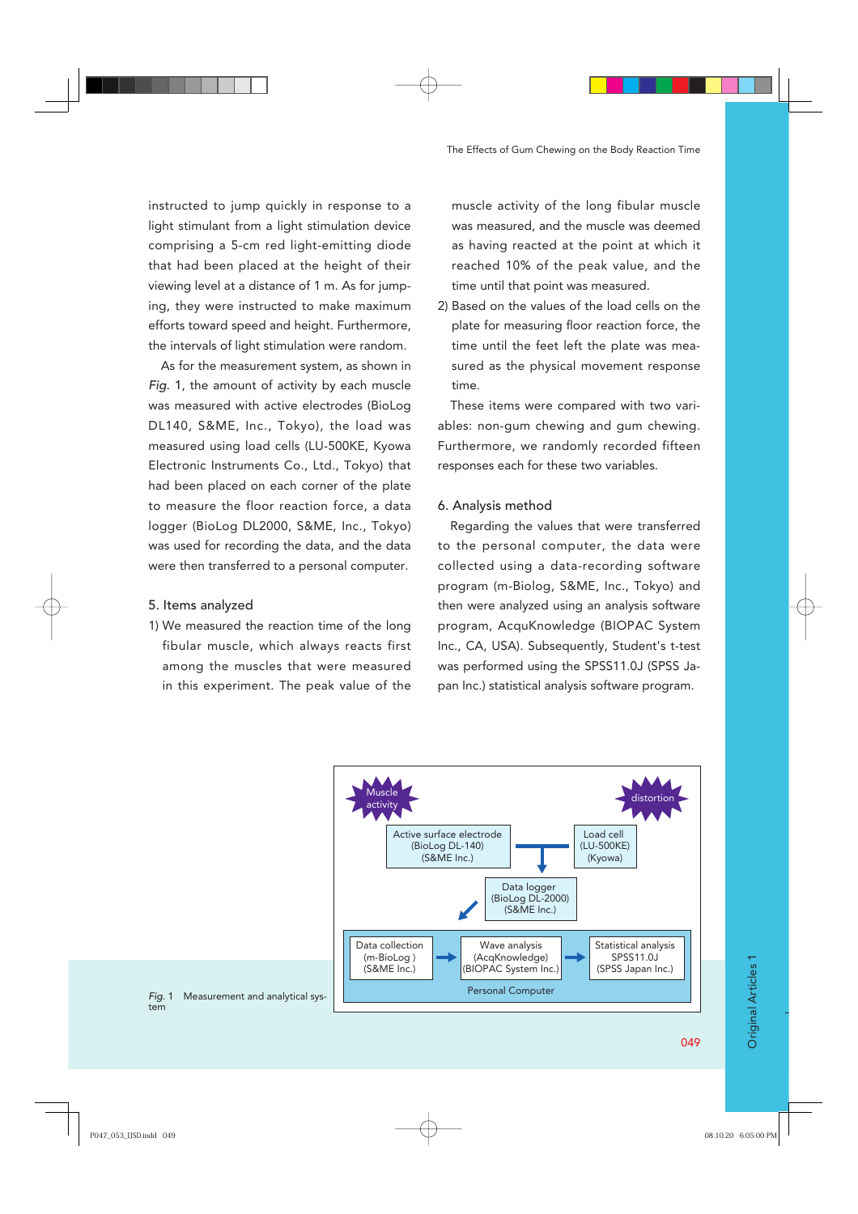instructed to jump quickly in response to a light stimulant from a light stimulation device comprising a 5-cm red light-emitting diode that had been placed at the height of their viewing level at a distance of 1 m. As for jumping, they were instructed to make maximum efforts toward speed and height. Furthermore, the intervals of light stimulation were random.

As for the measurement system, as shown in *Fig.* 1, the amount of activity by each muscle was measured with active electrodes (BioLog DL140, S&ME, Inc., Tokyo), the load was measured using load cells (LU-500KE, Kyowa Electronic Instruments Co., Ltd., Tokyo) that had been placed on each corner of the plate to measure the floor reaction force, a data logger (BioLog DL2000, S&ME, Inc., Tokyo) was used for recording the data, and the data were then transferred to a personal computer.

## 5. Items analyzed

1) We measured the reaction time of the long fibular muscle, which always reacts first among the muscles that were measured in this experiment. The peak value of the muscle activity of the long fibular muscle was measured, and the muscle was deemed as having reacted at the point at which it reached 10% of the peak value, and the time until that point was measured.
2) Based on the values of the load cells on the plate for measuring floor reaction force, the time until the feet left the plate was measured as the physical movement response time.

These items were compared with two variables: non-gum chewing and gum chewing. Furthermore, we randomly recorded fifteen responses each for these two variables.

## 6. Analysis method

Regarding the values that were transferred to the personal computer, the data were collected using a data-recording software program (m-Biolog, S&ME, Inc., Tokyo) and then were analyzed using an analysis software program, AcquKnowledge (BIOPAC System Inc., CA, USA). Subsequently, Student's t-test was performed using the SPSS11.0J (SPSS Japan Inc.) statistical analysis software program.

Muscle activity | distortion

Active surface electrode (BioLog DL-140) (S&ME Inc.) | Load cell (LU-500KE) (Kyowa)

Data logger (BioLog DL-2000) (S&ME Inc.)

Data collection (m-BioLog ) (S&ME Inc.) → Wave analysis (AcqKnowledge) (BIOPAC System Inc.) → Statistical analysis SPSS11.0J (SPSS Japan Inc.)

Personal Computer

*Fig.* 1 Measurement and analytical system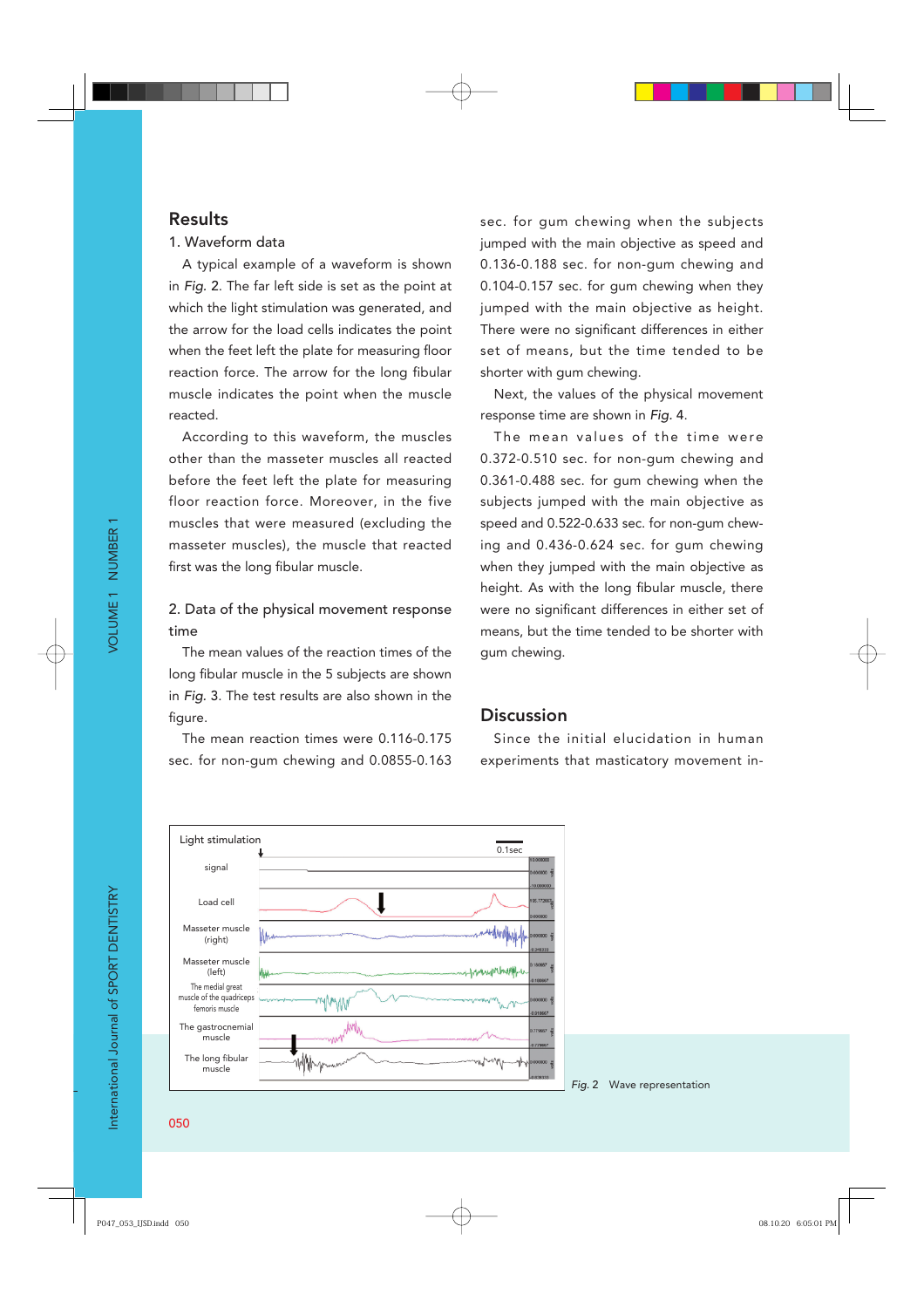## Results

### 1. Waveform data

A typical example of a waveform is shown in *Fig.* 2. The far left side is set as the point at which the light stimulation was generated, and the arrow for the load cells indicates the point when the feet left the plate for measuring floor reaction force. The arrow for the long fibular muscle indicates the point when the muscle reacted.

According to this waveform, the muscles other than the masseter muscles all reacted before the feet left the plate for measuring floor reaction force. Moreover, in the five muscles that were measured (excluding the masseter muscles), the muscle that reacted first was the long fibular muscle.

### 2. Data of the physical movement response time

The mean values of the reaction times of the long fibular muscle in the 5 subjects are shown in *Fig.* 3. The test results are also shown in the figure.

The mean reaction times were 0.116-0.175 sec. for non-gum chewing and 0.0855-0.163 sec. for gum chewing when the subjects jumped with the main objective as speed and 0.136-0.188 sec. for non-gum chewing and 0.104-0.157 sec. for gum chewing when they jumped with the main objective as height. There were no significant differences in either set of means, but the time tended to be shorter with gum chewing.

Next, the values of the physical movement response time are shown in *Fig.* 4.

The mean values of the time were 0.372-0.510 sec. for non-gum chewing and 0.361-0.488 sec. for gum chewing when the subjects jumped with the main objective as speed and 0.522-0.633 sec. for non-gum chewing and 0.436-0.624 sec. for gum chewing when they jumped with the main objective as height. As with the long fibular muscle, there were no significant differences in either set of means, but the time tended to be shorter with gum chewing.

## Discussion

Since the initial elucidation in human experiments that masticatory movement in-

*Fig.* 2 Wave representation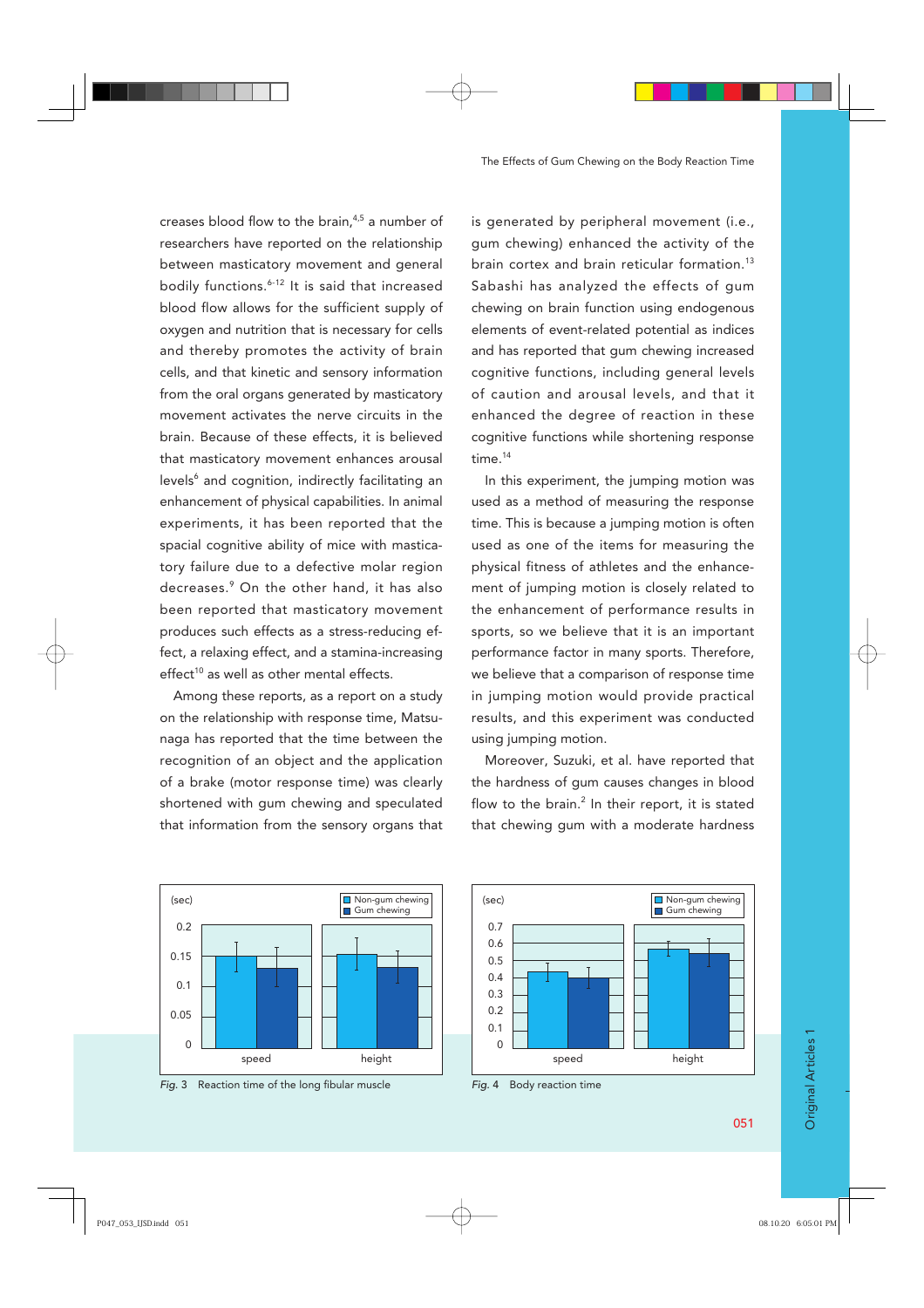creases blood flow to the brain,[4,5] a number of researchers have reported on the relationship between masticatory movement and general bodily functions.[6-12] It is said that increased blood flow allows for the sufficient supply of oxygen and nutrition that is necessary for cells and thereby promotes the activity of brain cells, and that kinetic and sensory information from the oral organs generated by masticatory movement activates the nerve circuits in the brain. Because of these effects, it is believed that masticatory movement enhances arousal levels[6] and cognition, indirectly facilitating an enhancement of physical capabilities. In animal experiments, it has been reported that the spacial cognitive ability of mice with masticatory failure due to a defective molar region decreases.[9] On the other hand, it has also been reported that masticatory movement produces such effects as a stress-reducing effect, a relaxing effect, and a stamina-increasing effect[10] as well as other mental effects.

Among these reports, as a report on a study on the relationship with response time, Matsunaga has reported that the time between the recognition of an object and the application of a brake (motor response time) was clearly shortened with gum chewing and speculated that information from the sensory organs that is generated by peripheral movement (i.e., gum chewing) enhanced the activity of the brain cortex and brain reticular formation.[13] Sabashi has analyzed the effects of gum chewing on brain function using endogenous elements of event-related potential as indices and has reported that gum chewing increased cognitive functions, including general levels of caution and arousal levels, and that it enhanced the degree of reaction in these cognitive functions while shortening response time.[14]

In this experiment, the jumping motion was used as a method of measuring the response time. This is because a jumping motion is often used as one of the items for measuring the physical fitness of athletes and the enhancement of jumping motion is closely related to the enhancement of performance results in sports, so we believe that it is an important performance factor in many sports. Therefore, we believe that a comparison of response time in jumping motion would provide practical results, and this experiment was conducted using jumping motion.

Moreover, Suzuki, et al. have reported that the hardness of gum causes changes in blood flow to the brain.[2] In their report, it is stated that chewing gum with a moderate hardness

*Fig. 3* Reaction time of the long fibular muscle

*Fig. 4* Body reaction time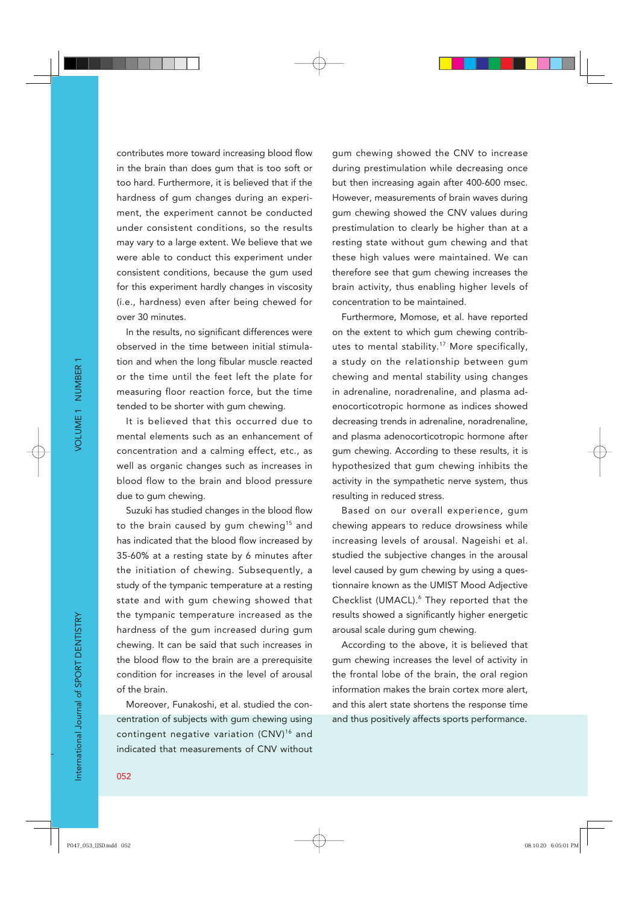contributes more toward increasing blood flow in the brain than does gum that is too soft or too hard. Furthermore, it is believed that if the hardness of gum changes during an experiment, the experiment cannot be conducted under consistent conditions, so the results may vary to a large extent. We believe that we were able to conduct this experiment under consistent conditions, because the gum used for this experiment hardly changes in viscosity (i.e., hardness) even after being chewed for over 30 minutes.

In the results, no significant differences were observed in the time between initial stimulation and when the long fibular muscle reacted or the time until the feet left the plate for measuring floor reaction force, but the time tended to be shorter with gum chewing.

It is believed that this occurred due to mental elements such as an enhancement of concentration and a calming effect, etc., as well as organic changes such as increases in blood flow to the brain and blood pressure due to gum chewing.

Suzuki has studied changes in the blood flow to the brain caused by gum chewing[15] and has indicated that the blood flow increased by 35-60% at a resting state by 6 minutes after the initiation of chewing. Subsequently, a study of the tympanic temperature at a resting state and with gum chewing showed that the tympanic temperature increased as the hardness of the gum increased during gum chewing. It can be said that such increases in the blood flow to the brain are a prerequisite condition for increases in the level of arousal of the brain.

Moreover, Funakoshi, et al. studied the concentration of subjects with gum chewing using contingent negative variation (CNV)[16] and indicated that measurements of CNV without gum chewing showed the CNV to increase during prestimulation while decreasing once but then increasing again after 400-600 msec. However, measurements of brain waves during gum chewing showed the CNV values during prestimulation to clearly be higher than at a resting state without gum chewing and that these high values were maintained. We can therefore see that gum chewing increases the brain activity, thus enabling higher levels of concentration to be maintained.

Furthermore, Momose, et al. have reported on the extent to which gum chewing contributes to mental stability.[17] More specifically, a study on the relationship between gum chewing and mental stability using changes in adrenaline, noradrenaline, and plasma adenocorticotropic hormone as indices showed decreasing trends in adrenaline, noradrenaline, and plasma adenocorticotropic hormone after gum chewing. According to these results, it is hypothesized that gum chewing inhibits the activity in the sympathetic nerve system, thus resulting in reduced stress.

Based on our overall experience, gum chewing appears to reduce drowsiness while increasing levels of arousal. Nageishi et al. studied the subjective changes in the arousal level caused by gum chewing by using a questionnaire known as the UMIST Mood Adjective Checklist (UMACL).[6] They reported that the results showed a significantly higher energetic arousal scale during gum chewing.

According to the above, it is believed that gum chewing increases the level of activity in the frontal lobe of the brain, the oral region information makes the brain cortex more alert, and this alert state shortens the response time and thus positively affects sports performance.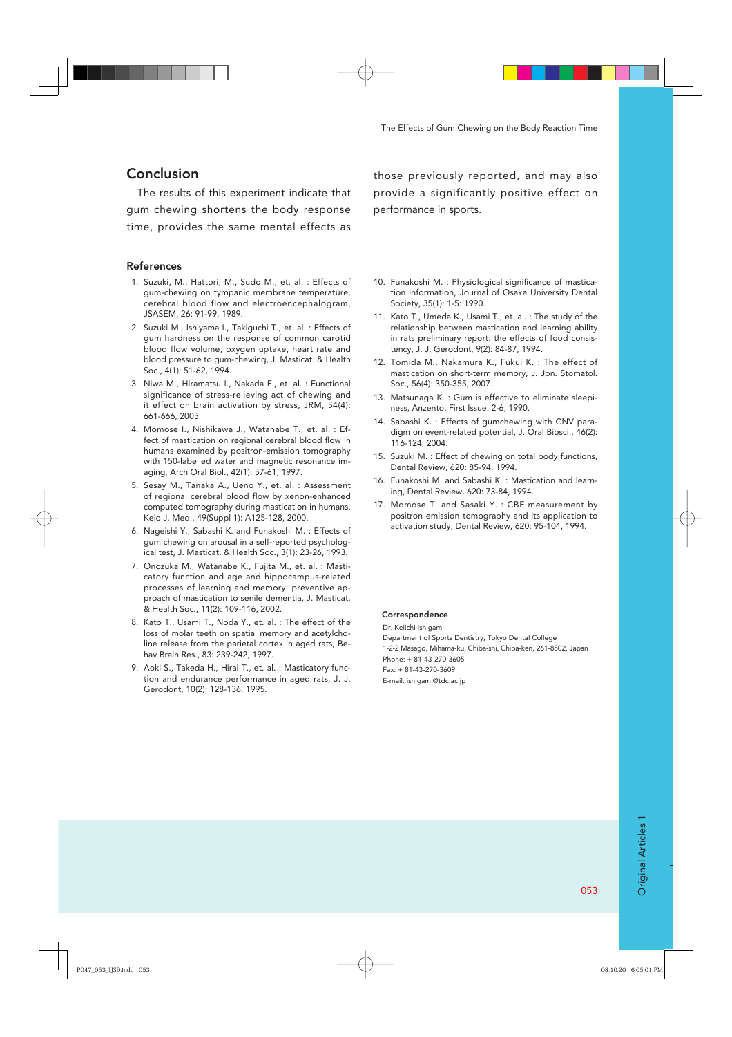## Conclusion

The results of this experiment indicate that gum chewing shortens the body response time, provides the same mental effects as those previously reported, and may also provide a significantly positive effect on performance in sports.

### References

1. Suzuki, M., Hattori, M., Sudo M., et. al. : Effects of gum-chewing on tympanic membrane temperature, cerebral blood flow and electroencephalogram, JSASEM, 26: 91-99, 1989.
2. Suzuki M., Ishiyama I., Takiguchi T., et. al. : Effects of gum hardness on the response of common carotid blood flow volume, oxygen uptake, heart rate and blood pressure to gum-chewing, J. Masticat. & Health Soc., 4(1): 51-62, 1994.
3. Niwa M., Hiramatsu I., Nakada F., et. al. : Functional significance of stress-relieving act of chewing and it effect on brain activation by stress, JRM, 54(4): 661-666, 2005.
4. Momose I., Nishikawa J., Watanabe T., et. al. : Effect of mastication on regional cerebral blood flow in humans examined by positron-emission tomography with 150-labelled water and magnetic resonance imaging, Arch Oral Biol., 42(1): 57-61, 1997.
5. Sesay M., Tanaka A., Ueno Y., et. al. : Assessment of regional cerebral blood flow by xenon-enhanced computed tomography during mastication in humans, Keio J. Med., 49(Suppl 1): A125-128, 2000.
6. Nageishi Y., Sabashi K. and Funakoshi M. : Effects of gum chewing on arousal in a self-reported psychological test, J. Masticat. & Health Soc., 3(1): 23-26, 1993.
7. Onozuka M., Watanabe K., Fujita M., et. al. : Masticatory function and age and hippocampus-related processes of learning and memory: preventive approach of mastication to senile dementia, J. Masticat. & Health Soc., 11(2): 109-116, 2002.
8. Kato T., Usami T., Noda Y., et. al. : The effect of the loss of molar teeth on spatial memory and acetylcholine release from the parietal cortex in aged rats, Behav Brain Res., 83: 239-242, 1997.
9. Aoki S., Takeda H., Hirai T., et. al. : Masticatory function and endurance performance in aged rats, J. J. Gerodont, 10(2): 128-136, 1995.
10. Funakoshi M. : Physiological significance of mastication information, Journal of Osaka University Dental Society, 35(1): 1-5: 1990.
11. Kato T., Umeda K., Usami T., et. al. : The study of the relationship between mastication and learning ability in rats preliminary report: the effects of food consistency, J. J. Gerodont, 9(2): 84-87, 1994.
12. Tomida M., Nakamura K., Fukui K. : The effect of mastication on short-term memory, J. Jpn. Stomatol. Soc., 56(4): 350-355, 2007.
13. Matsunaga K. : Gum is effective to eliminate sleepiness, Anzento, First Issue: 2-6, 1990.
14. Sabashi K. : Effects of gumchewing with CNV paradigm on event-related potential, J. Oral Biosci., 46(2): 116-124, 2004.
15. Suzuki M. : Effect of chewing on total body functions, Dental Review, 620: 85-94, 1994.
16. Funakoshi M. and Sabashi K. : Mastication and learning, Dental Review, 620: 73-84, 1994.
17. Momose T. and Sasaki Y. : CBF measurement by positron emission tomography and its application to activation study, Dental Review, 620: 95-104, 1994.

**Correspondence**

Dr. Keiichi Ishigami
Department of Sports Dentistry, Tokyo Dental College
1-2-2 Masago, Mihama-ku, Chiba-shi, Chiba-ken, 261-8502, Japan
Phone: + 81-43-270-3605
Fax: + 81-43-270-3609
E-mail: ishigami@tdc.ac.jp